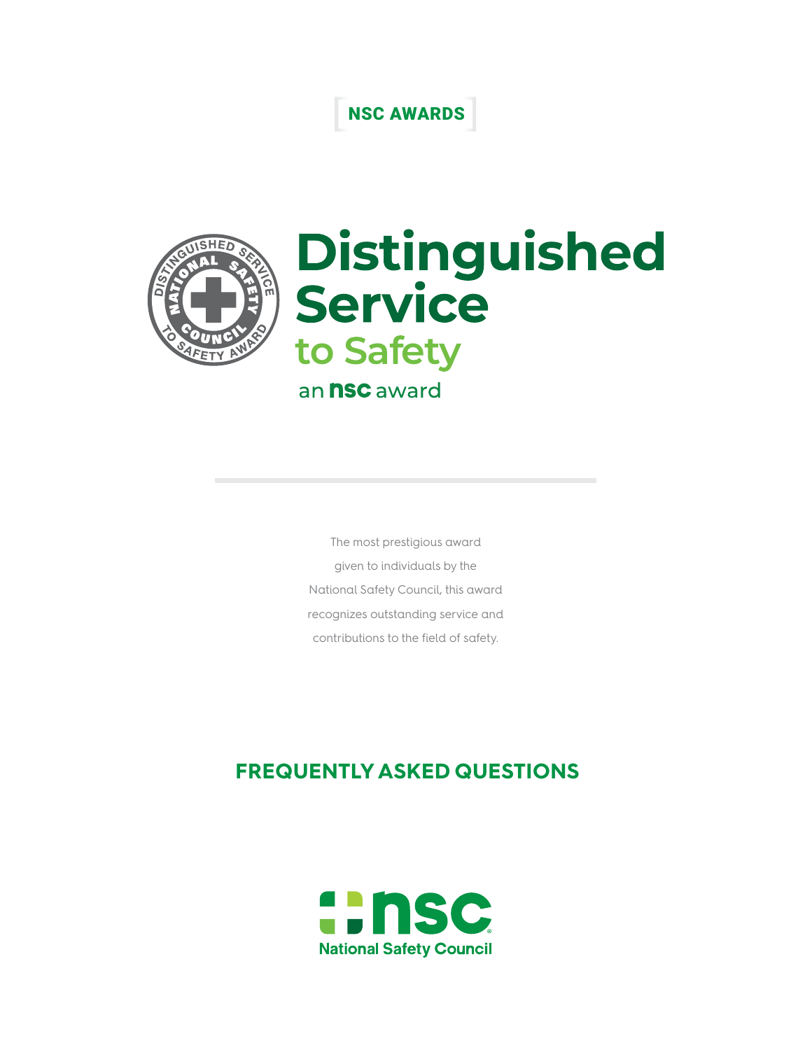NSC AWARDS

# Distinguished Service to Safety

an nsc award

The most prestigious award given to individuals by the National Safety Council, this award recognizes outstanding service and contributions to the field of safety.

## FREQUENTLY ASKED QUESTIONS

National Safety Council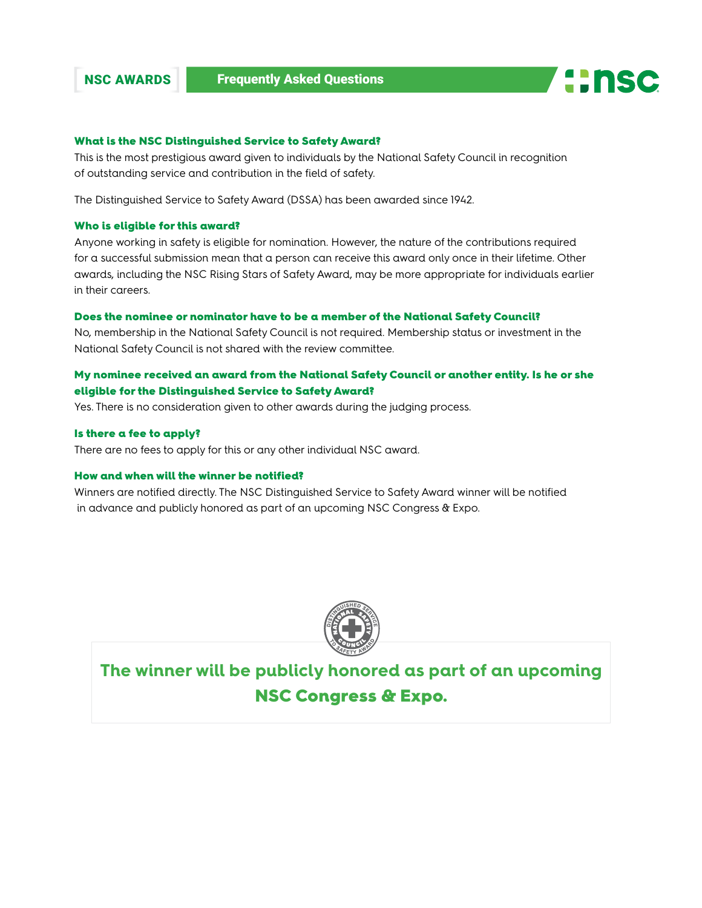NSC AWARDS | Frequently Asked Questions

### What is the NSC Distinguished Service to Safety Award?

This is the most prestigious award given to individuals by the National Safety Council in recognition of outstanding service and contribution in the field of safety.

The Distinguished Service to Safety Award (DSSA) has been awarded since 1942.

### Who is eligible for this award?

Anyone working in safety is eligible for nomination. However, the nature of the contributions required for a successful submission mean that a person can receive this award only once in their lifetime. Other awards, including the NSC Rising Stars of Safety Award, may be more appropriate for individuals earlier in their careers.

### Does the nominee or nominator have to be a member of the National Safety Council?

No, membership in the National Safety Council is not required. Membership status or investment in the National Safety Council is not shared with the review committee.

### My nominee received an award from the National Safety Council or another entity. Is he or she eligible for the Distinguished Service to Safety Award?

Yes. There is no consideration given to other awards during the judging process.

### Is there a fee to apply?

There are no fees to apply for this or any other individual NSC award.

### How and when will the winner be notified?

Winners are notified directly. The NSC Distinguished Service to Safety Award winner will be notified in advance and publicly honored as part of an upcoming NSC Congress & Expo.

**The winner will be publicly honored as part of an upcoming NSC Congress & Expo.**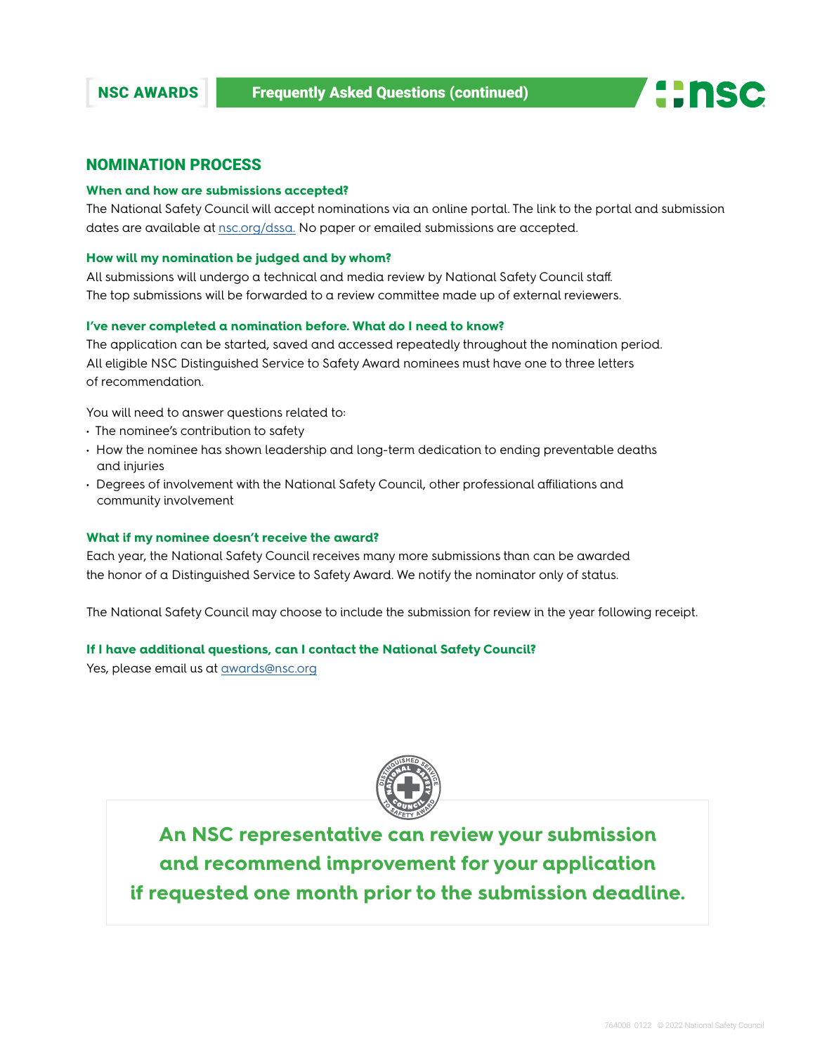## NOMINATION PROCESS

**When and how are submissions accepted?**

The National Safety Council will accept nominations via an online portal. The link to the portal and submission dates are available at nsc.org/dssa. No paper or emailed submissions are accepted.

**How will my nomination be judged and by whom?**

All submissions will undergo a technical and media review by National Safety Council staff. The top submissions will be forwarded to a review committee made up of external reviewers.

**I've never completed a nomination before. What do I need to know?**

The application can be started, saved and accessed repeatedly throughout the nomination period. All eligible NSC Distinguished Service to Safety Award nominees must have one to three letters of recommendation.

You will need to answer questions related to:

- The nominee's contribution to safety
- How the nominee has shown leadership and long-term dedication to ending preventable deaths and injuries
- Degrees of involvement with the National Safety Council, other professional affiliations and community involvement

**What if my nominee doesn't receive the award?**

Each year, the National Safety Council receives many more submissions than can be awarded the honor of a Distinguished Service to Safety Award. We notify the nominator only of status.

The National Safety Council may choose to include the submission for review in the year following receipt.

**If I have additional questions, can I contact the National Safety Council?**

Yes, please email us at awards@nsc.org

**An NSC representative can review your submission and recommend improvement for your application if requested one month prior to the submission deadline.**

764008 0122 © 2022 National Safety Council